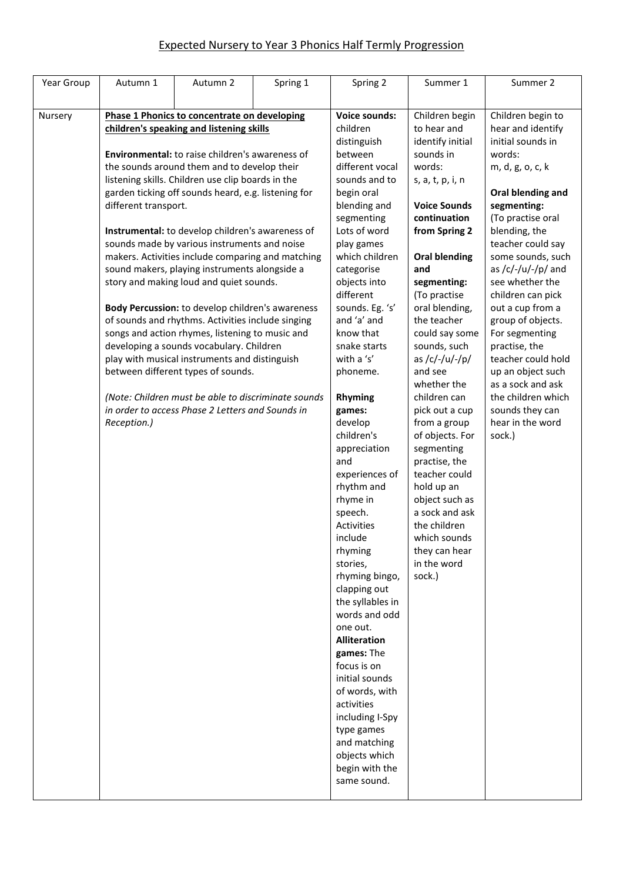# Expected Nursery to Year 3 Phonics Half Termly Progression

| Year Group | Autumn 1 | Autumn 2 | Spring 1 | Spring 2 | Summer 1 | Summer 2 |
|---|---|---|---|---|---|---|
| Nursery | **Phase 1 Phonics to concentrate on developing children's speaking and listening skills**<br><br>**Environmental:** to raise children's awareness of the sounds around them and to develop their listening skills. Children use clip boards in the garden ticking off sounds heard, e.g. listening for different transport.<br><br>**Instrumental:** to develop children's awareness of sounds made by various instruments and noise makers. Activities include comparing and matching sound makers, playing instruments alongside a story and making loud and quiet sounds.<br><br>**Body Percussion:** to develop children's awareness of sounds and rhythms. Activities include singing songs and action rhymes, listening to music and developing a sounds vocabulary. Children play with musical instruments and distinguish between different types of sounds.<br><br>*(Note: Children must be able to discriminate sounds in order to access Phase 2 Letters and Sounds in Reception.)* | | | **Voice sounds:** children distinguish between different vocal sounds and to begin oral blending and segmenting Lots of word play games which children categorise objects into different sounds. Eg. 's' and 'a' and know that snake starts with a 's' phoneme.<br><br>**Rhyming games:** develop children's appreciation and experiences of rhythm and rhyme in speech. Activities include rhyming stories, rhyming bingo, clapping out the syllables in words and odd one out.<br>**Alliteration games:** The focus is on initial sounds of words, with activities including I-Spy type games and matching objects which begin with the same sound. | Children begin to hear and identify initial sounds in words:<br>s, a, t, p, i, n<br><br>**Voice Sounds continuation from Spring 2**<br><br>**Oral blending and segmenting:** (To practise oral blending, the teacher could say some sounds, such as /c/-/u/-/p/ and see whether the children can pick out a cup from a group of objects. For segmenting practise, the teacher could hold up an object such as a sock and ask the children which sounds they can hear in the word sock.) | Children begin to hear and identify initial sounds in words:<br>m, d, g, o, c, k<br><br>**Oral blending and segmenting:** (To practise oral blending, the teacher could say some sounds, such as /c/-/u/-/p/ and see whether the children can pick out a cup from a group of objects. For segmenting practise, the teacher could hold up an object such as a sock and ask the children which sounds they can hear in the word sock.) |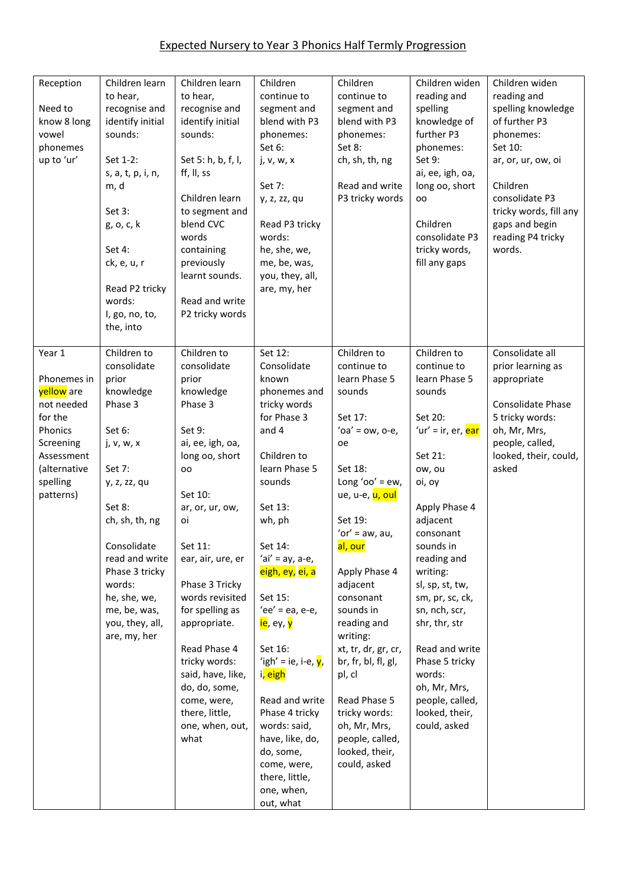# Expected Nursery to Year 3 Phonics Half Termly Progression

| | | | | | | |
|---|---|---|---|---|---|---|
| Reception<br><br>Need to know 8 long vowel phonemes up to 'ur' | Children learn to hear, recognise and identify initial sounds:<br><br>Set 1-2:<br>s, a, t, p, i, n, m, d<br><br>Set 3:<br>g, o, c, k<br><br>Set 4:<br>ck, e, u, r<br><br>Read P2 tricky words:<br>I, go, no, to, the, into | Children learn to hear, recognise and identify initial sounds:<br><br>Set 5: h, b, f, l, ff, ll, ss<br><br>Children learn to segment and blend CVC words containing previously learnt sounds.<br><br>Read and write P2 tricky words | Children continue to segment and blend with P3 phonemes:<br>Set 6:<br>j, v, w, x<br><br>Set 7:<br>y, z, zz, qu<br><br>Read P3 tricky words:<br>he, she, we, me, be, was, you, they, all, are, my, her | Children continue to segment and blend with P3 phonemes:<br>Set 8:<br>ch, sh, th, ng<br><br>Read and write P3 tricky words | Children widen reading and spelling knowledge of further P3 phonemes:<br>Set 9:<br>ai, ee, igh, oa, long oo, short oo<br><br>Children consolidate P3 tricky words, fill any gaps | Children widen reading and spelling knowledge of further P3 phonemes:<br>Set 10:<br>ar, or, ur, ow, oi<br><br>Children consolidate P3 tricky words, fill any gaps and begin reading P4 tricky words. |
| Year 1<br><br>Phonemes in yellow are not needed for the Phonics Screening Assessment (alternative spelling patterns) | Children to consolidate prior knowledge Phase 3<br><br>Set 6:<br>j, v, w, x<br><br>Set 7:<br>y, z, zz, qu<br><br>Set 8:<br>ch, sh, th, ng<br><br>Consolidate read and write Phase 3 tricky words:<br>he, she, we, me, be, was, you, they, all, are, my, her | Children to consolidate prior knowledge Phase 3<br><br>Set 9:<br>ai, ee, igh, oa, long oo, short oo<br><br>Set 10:<br>ar, or, ur, ow, oi<br><br>Set 11:<br>ear, air, ure, er<br><br>Phase 3 Tricky words revisited for spelling as appropriate.<br><br>Read Phase 4 tricky words:<br>said, have, like, do, do, some, come, were, there, little, one, when, out, what | Set 12:<br>Consolidate known phonemes and tricky words for Phase 3 and 4<br><br>Children to learn Phase 5 sounds<br><br>Set 13:<br>wh, ph<br><br>Set 14:<br>'ai' = ay, a-e, eigh, ey, ei, a<br><br>Set 15:<br>'ee' = ea, e-e, ie, ey, y<br><br>Set 16:<br>'igh' = ie, i-e, y, i, eigh<br><br>Read and write Phase 4 tricky words: said, have, like, do, do, some, come, were, there, little, one, when, out, what | Children to continue to learn Phase 5 sounds<br><br>Set 17:<br>'oa' = ow, o-e, oe<br><br>Set 18:<br>Long 'oo' = ew, ue, u-e, u, oul<br><br>Set 19:<br>'or' = aw, au, al, our<br><br>Apply Phase 4 adjacent consonant sounds in reading and writing:<br>xt, tr, dr, gr, cr, br, fr, bl, fl, gl, pl, cl<br><br>Read Phase 5 tricky words:<br>oh, Mr, Mrs, people, called, looked, their, could, asked | Children to continue to learn Phase 5 sounds<br><br>Set 20:<br>'ur' = ir, er, ear<br><br>Set 21:<br>ow, ou<br>oi, oy<br><br>Apply Phase 4 adjacent consonant sounds in reading and writing:<br>sl, sp, st, tw, sm, pr, sc, ck, sn, nch, scr, shr, thr, str<br><br>Read and write Phase 5 tricky words:<br>oh, Mr, Mrs, people, called, looked, their, could, asked | Consolidate all prior learning as appropriate<br><br>Consolidate Phase 5 tricky words:<br>oh, Mr, Mrs, people, called, looked, their, could, asked |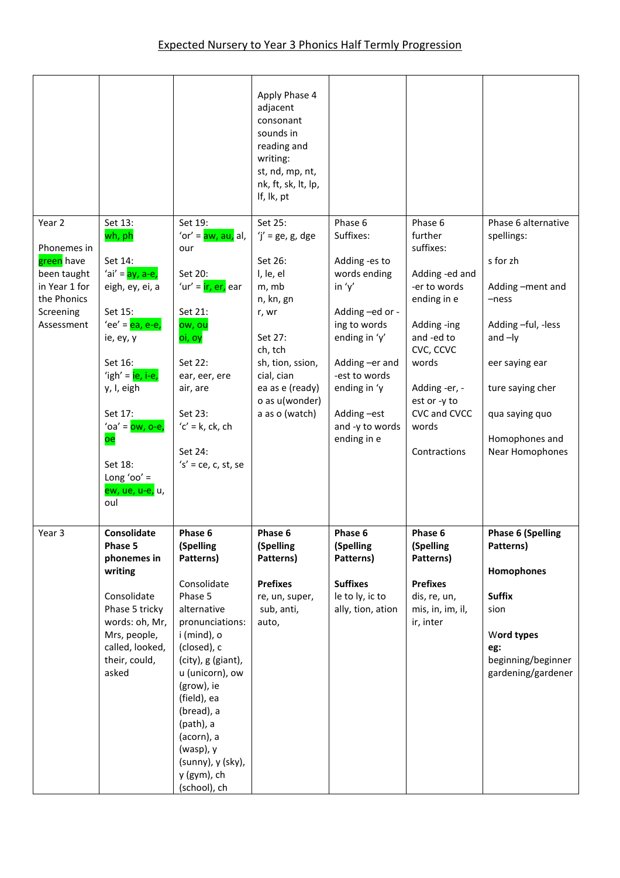# Expected Nursery to Year 3 Phonics Half Termly Progression

| | | | | | | |
|---|---|---|---|---|---|---|
| | | | Apply Phase 4 adjacent consonant sounds in reading and writing: st, nd, mp, nt, nk, ft, sk, lt, lp, lf, lk, pt | | | |
| Year 2<br><br>Phonemes in green have been taught in Year 1 for the Phonics Screening Assessment | Set 13:<br>wh, ph<br><br>Set 14:<br>'ai' = ay, a-e, eigh, ey, ei, a<br><br>Set 15:<br>'ee' = ea, e-e, ie, ey, y<br><br>Set 16:<br>'igh' = ie, i-e, y, I, eigh<br><br>Set 17:<br>'oa' = ow, o-e, oe<br><br>Set 18:<br>Long 'oo' = ew, ue, u-e, u, oul | Set 19:<br>'or' = aw, au, al, our<br><br>Set 20:<br>'ur' = ir, er, ear<br><br>Set 21:<br>ow, ou<br>oi, oy<br><br>Set 22:<br>ear, eer, ere<br>air, are<br><br>Set 23:<br>'c' = k, ck, ch<br><br>Set 24:<br>'s' = ce, c, st, se | Set 25:<br>'j' = ge, g, dge<br><br>Set 26:<br>l, le, el<br>m, mb<br>n, kn, gn<br>r, wr<br><br>Set 27:<br>ch, tch<br>sh, tion, ssion, cial, cian<br>ea as e (ready)<br>o as u(wonder)<br>a as o (watch) | Phase 6 Suffixes:<br><br>Adding -es to words ending in 'y'<br><br>Adding –ed or -ing to words ending in 'y'<br><br>Adding –er and -est to words ending in 'y<br><br>Adding –est and -y to words ending in e | Phase 6 further suffixes:<br><br>Adding -ed and -er to words ending in e<br><br>Adding -ing and -ed to CVC, CCVC words<br><br>Adding -er, -est or -y to CVC and CVCC words<br><br>Contractions | Phase 6 alternative spellings:<br><br>s for zh<br><br>Adding –ment and –ness<br><br>Adding –ful, -less and –ly<br><br>eer saying ear<br><br>ture saying cher<br><br>qua saying quo<br><br>Homophones and Near Homophones |
| Year 3 | **Consolidate Phase 5 phonemes in writing**<br><br>Consolidate Phase 5 tricky words: oh, Mr, Mrs, people, called, looked, their, could, asked | **Phase 6 (Spelling Patterns)**<br><br>Consolidate Phase 5 alternative pronunciations: i (mind), o (closed), c (city), g (giant), u (unicorn), ow (grow), ie (field), ea (bread), a (path), a (acorn), a (wasp), y (sunny), y (sky), y (gym), ch (school), ch | **Phase 6 (Spelling Patterns)**<br><br>**Prefixes**<br>re, un, super, sub, anti, auto, | **Phase 6 (Spelling Patterns)**<br><br>**Suffixes**<br>le to ly, ic to ally, tion, ation | **Phase 6 (Spelling Patterns)**<br><br>**Prefixes**<br>dis, re, un, mis, in, im, il, ir, inter | **Phase 6 (Spelling Patterns)**<br><br>**Homophones**<br><br>**Suffix**<br>sion<br><br>**Word types eg:**<br>beginning/beginner<br>gardening/gardener |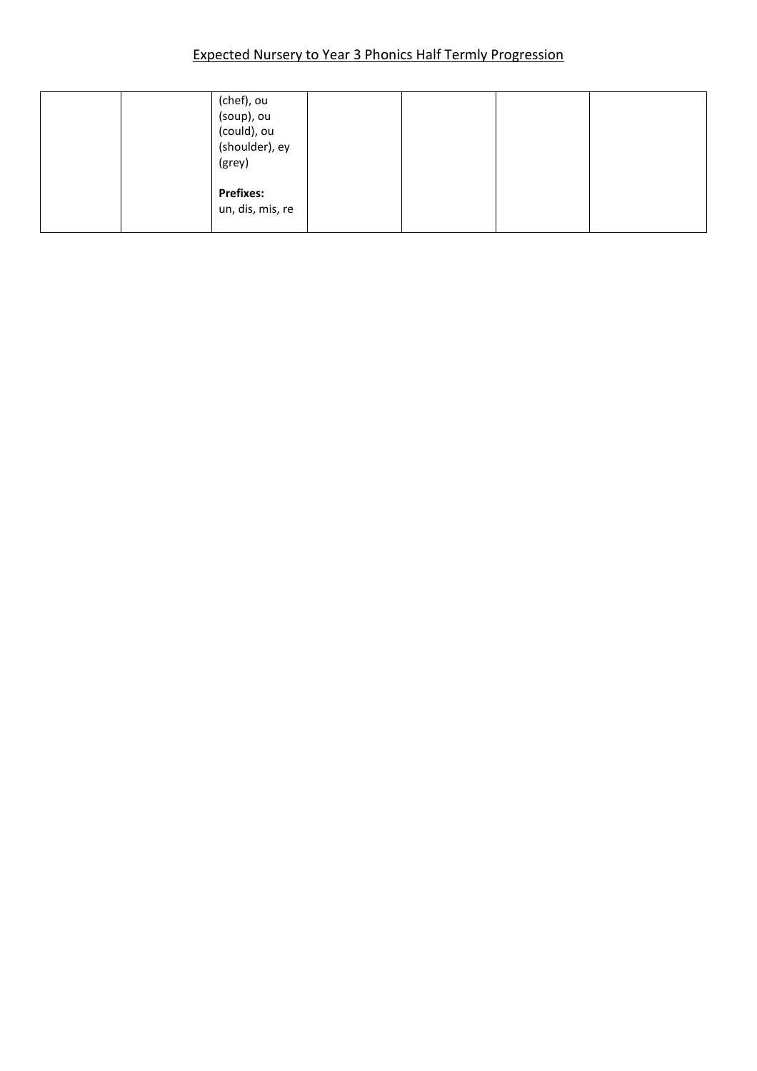Expected Nursery to Year 3 Phonics Half Termly Progression

| | | | | | | |
|---|---|---|---|---|---|---|
| | | (chef), ou (soup), ou (could), ou (shoulder), ey (grey)<br><br>**Prefixes:**<br>un, dis, mis, re | | | | |